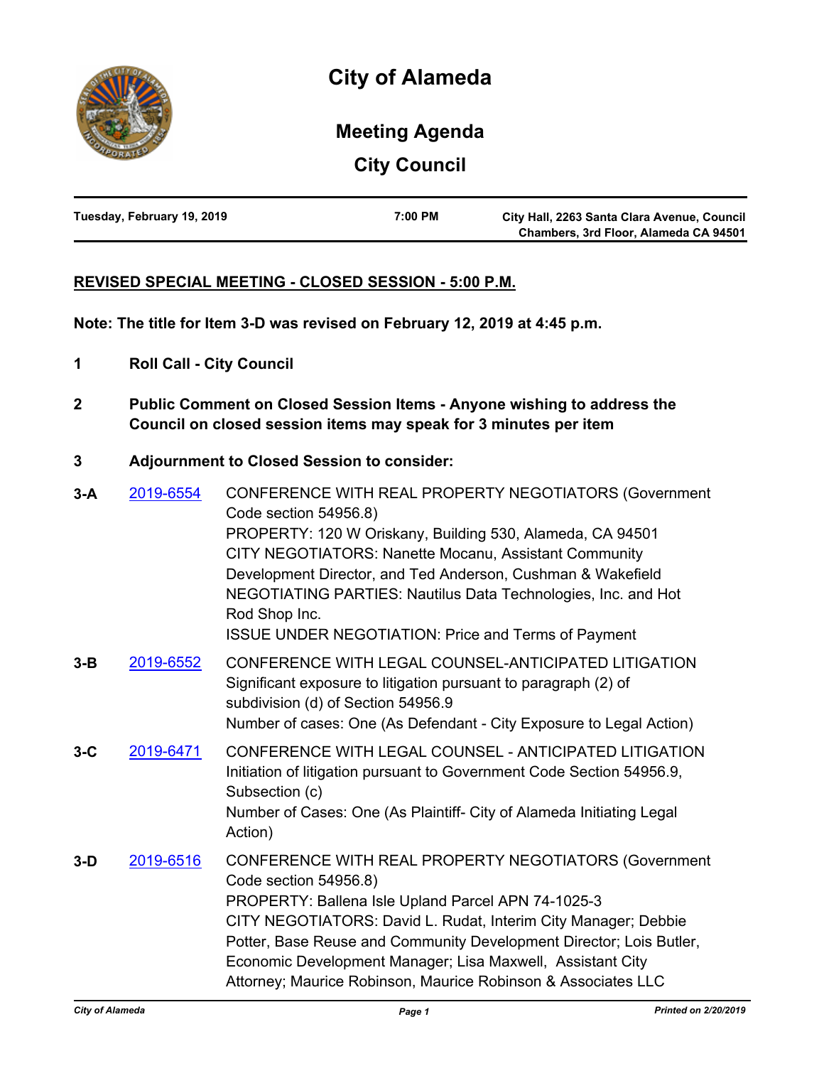# City of Alameda

## Meeting Agenda

## City Council

| Tuesday, February 19, 2019 | 7:00 PM | City Hall, 2263 Santa Clara Avenue, Council Chambers, 3rd Floor, Alameda CA 94501 |
|---|---|---|

**REVISED SPECIAL MEETING - CLOSED SESSION - 5:00 P.M.**

**Note: The title for Item 3-D was revised on February 12, 2019 at 4:45 p.m.**

**1 Roll Call - City Council**

**2 Public Comment on Closed Session Items - Anyone wishing to address the Council on closed session items may speak for 3 minutes per item**

**3 Adjournment to Closed Session to consider:**

**3-A** 2019-6554 CONFERENCE WITH REAL PROPERTY NEGOTIATORS (Government Code section 54956.8)
PROPERTY: 120 W Oriskany, Building 530, Alameda, CA 94501
CITY NEGOTIATORS: Nanette Mocanu, Assistant Community Development Director, and Ted Anderson, Cushman & Wakefield
NEGOTIATING PARTIES: Nautilus Data Technologies, Inc. and Hot Rod Shop Inc.
ISSUE UNDER NEGOTIATION: Price and Terms of Payment

**3-B** 2019-6552 CONFERENCE WITH LEGAL COUNSEL-ANTICIPATED LITIGATION
Significant exposure to litigation pursuant to paragraph (2) of subdivision (d) of Section 54956.9
Number of cases: One (As Defendant - City Exposure to Legal Action)

**3-C** 2019-6471 CONFERENCE WITH LEGAL COUNSEL - ANTICIPATED LITIGATION
Initiation of litigation pursuant to Government Code Section 54956.9, Subsection (c)
Number of Cases: One (As Plaintiff- City of Alameda Initiating Legal Action)

**3-D** 2019-6516 CONFERENCE WITH REAL PROPERTY NEGOTIATORS (Government Code section 54956.8)
PROPERTY: Ballena Isle Upland Parcel APN 74-1025-3
CITY NEGOTIATORS: David L. Rudat, Interim City Manager; Debbie Potter, Base Reuse and Community Development Director; Lois Butler, Economic Development Manager; Lisa Maxwell, Assistant City Attorney; Maurice Robinson, Maurice Robinson & Associates LLC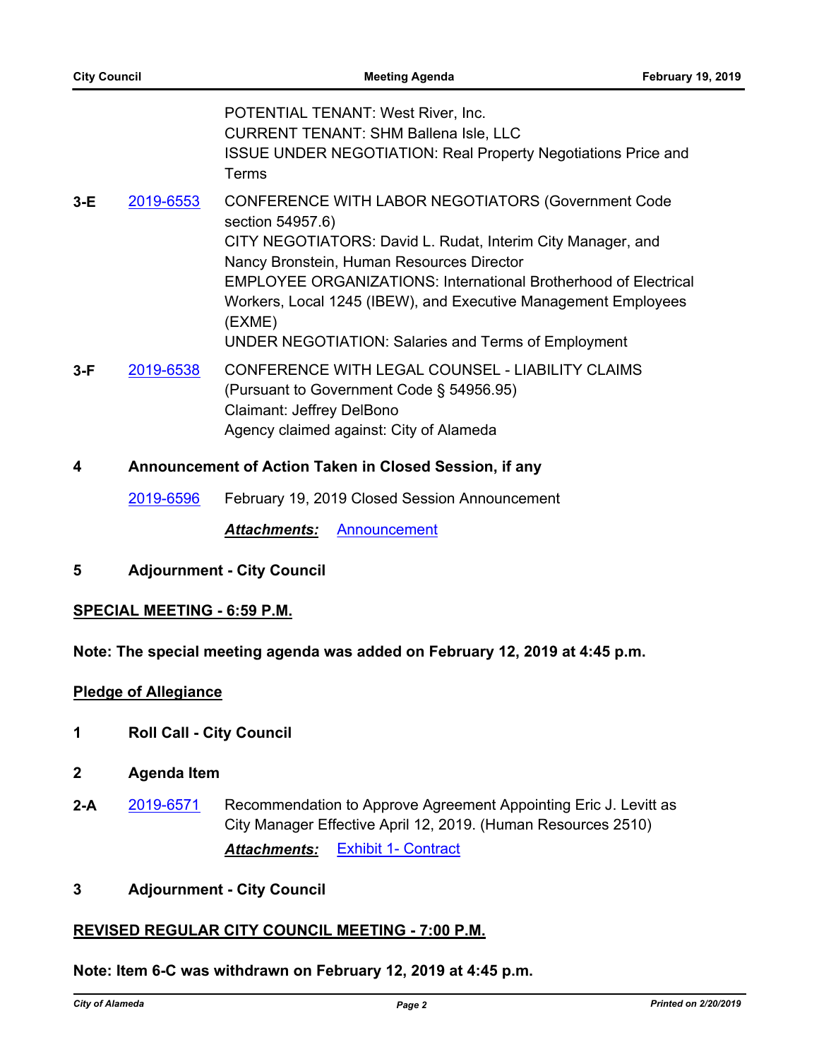POTENTIAL TENANT: West River, Inc.
CURRENT TENANT: SHM Ballena Isle, LLC
ISSUE UNDER NEGOTIATION: Real Property Negotiations Price and Terms

**3-E** [2019-6553](2019-6553) CONFERENCE WITH LABOR NEGOTIATORS (Government Code section 54957.6)
CITY NEGOTIATORS: David L. Rudat, Interim City Manager, and Nancy Bronstein, Human Resources Director
EMPLOYEE ORGANIZATIONS: International Brotherhood of Electrical Workers, Local 1245 (IBEW), and Executive Management Employees (EXME)
UNDER NEGOTIATION: Salaries and Terms of Employment

**3-F** [2019-6538](2019-6538) CONFERENCE WITH LEGAL COUNSEL - LIABILITY CLAIMS (Pursuant to Government Code § 54956.95)
Claimant: Jeffrey DelBono
Agency claimed against: City of Alameda

**4 Announcement of Action Taken in Closed Session, if any**

[2019-6596](2019-6596) February 19, 2019 Closed Session Announcement

***Attachments:*** [Announcement](Announcement)

**5 Adjournment - City Council**

**SPECIAL MEETING - 6:59 P.M.**

**Note: The special meeting agenda was added on February 12, 2019 at 4:45 p.m.**

**Pledge of Allegiance**

**1 Roll Call - City Council**

**2 Agenda Item**

**2-A** [2019-6571](2019-6571) Recommendation to Approve Agreement Appointing Eric J. Levitt as City Manager Effective April 12, 2019. (Human Resources 2510)

***Attachments:*** [Exhibit 1- Contract](Exhibit 1- Contract)

**3 Adjournment - City Council**

**REVISED REGULAR CITY COUNCIL MEETING - 7:00 P.M.**

**Note: Item 6-C was withdrawn on February 12, 2019 at 4:45 p.m.**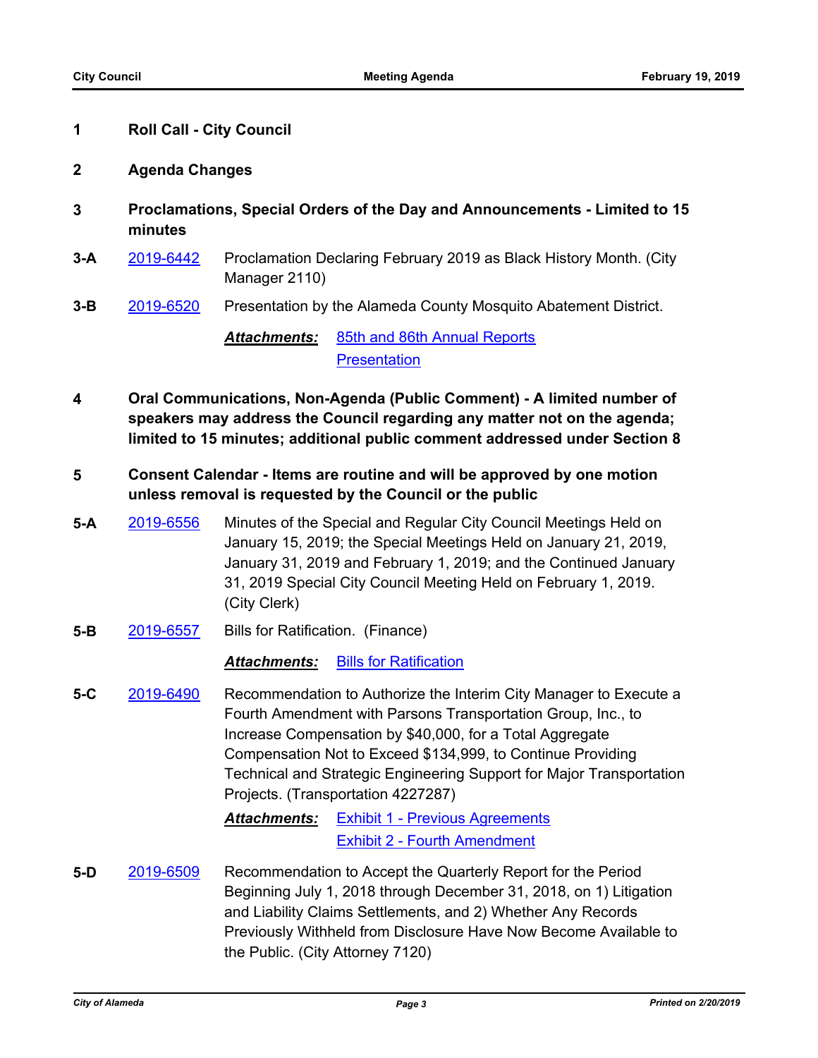## 1 Roll Call - City Council

## 2 Agenda Changes

## 3 Proclamations, Special Orders of the Day and Announcements - Limited to 15 minutes

**3-A** 2019-6442 Proclamation Declaring February 2019 as Black History Month. (City Manager 2110)

**3-B** 2019-6520 Presentation by the Alameda County Mosquito Abatement District.

***Attachments:*** 85th and 86th Annual Reports
Presentation

## 4 Oral Communications, Non-Agenda (Public Comment) - A limited number of speakers may address the Council regarding any matter not on the agenda; limited to 15 minutes; additional public comment addressed under Section 8

## 5 Consent Calendar - Items are routine and will be approved by one motion unless removal is requested by the Council or the public

**5-A** 2019-6556 Minutes of the Special and Regular City Council Meetings Held on January 15, 2019; the Special Meetings Held on January 21, 2019, January 31, 2019 and February 1, 2019; and the Continued January 31, 2019 Special City Council Meeting Held on February 1, 2019. (City Clerk)

**5-B** 2019-6557 Bills for Ratification. (Finance)

***Attachments:*** Bills for Ratification

**5-C** 2019-6490 Recommendation to Authorize the Interim City Manager to Execute a Fourth Amendment with Parsons Transportation Group, Inc., to Increase Compensation by $40,000, for a Total Aggregate Compensation Not to Exceed $134,999, to Continue Providing Technical and Strategic Engineering Support for Major Transportation Projects. (Transportation 4227287)

***Attachments:*** Exhibit 1 - Previous Agreements
Exhibit 2 - Fourth Amendment

**5-D** 2019-6509 Recommendation to Accept the Quarterly Report for the Period Beginning July 1, 2018 through December 31, 2018, on 1) Litigation and Liability Claims Settlements, and 2) Whether Any Records Previously Withheld from Disclosure Have Now Become Available to the Public. (City Attorney 7120)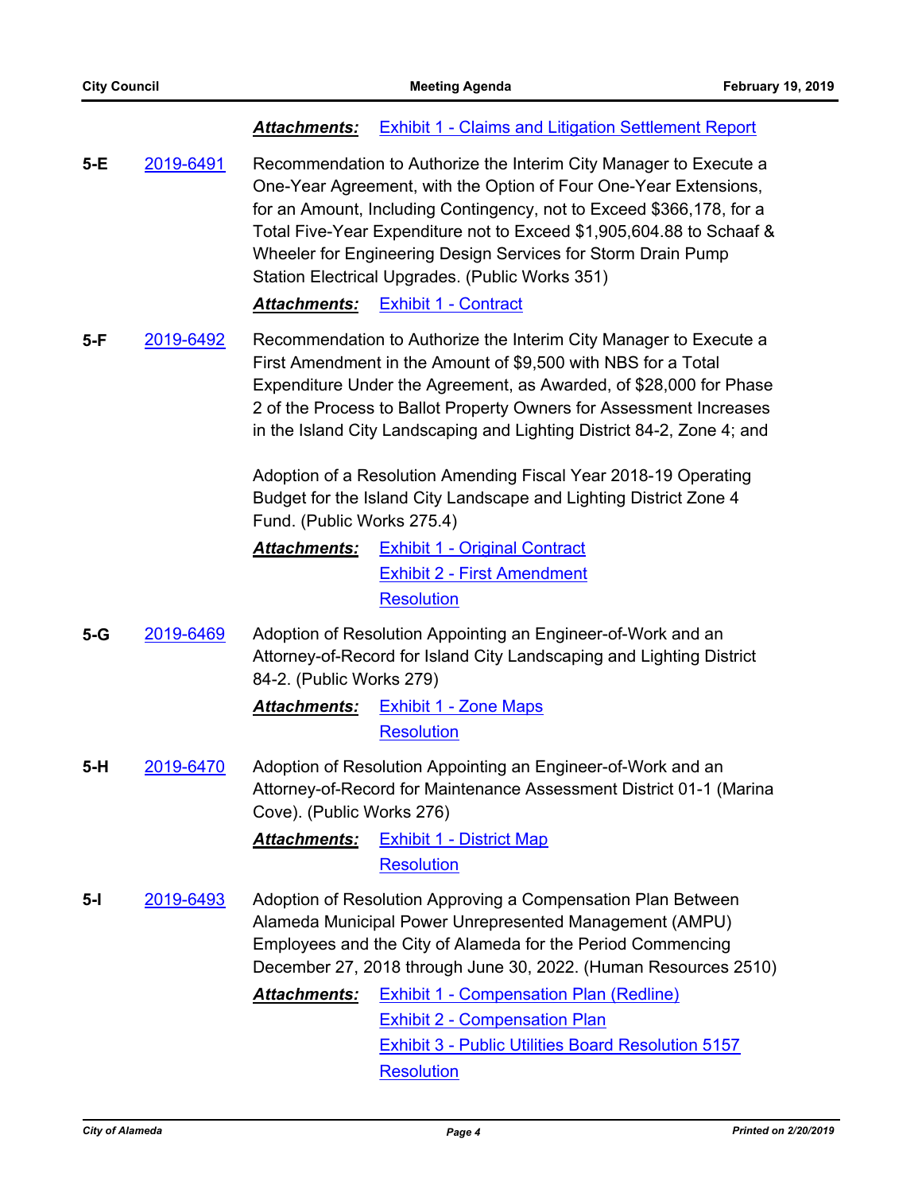***Attachments:*** Exhibit 1 - Claims and Litigation Settlement Report

**5-E** 2019-6491 Recommendation to Authorize the Interim City Manager to Execute a One-Year Agreement, with the Option of Four One-Year Extensions, for an Amount, Including Contingency, not to Exceed $366,178, for a Total Five-Year Expenditure not to Exceed $1,905,604.88 to Schaaf & Wheeler for Engineering Design Services for Storm Drain Pump Station Electrical Upgrades. (Public Works 351)

***Attachments:*** Exhibit 1 - Contract

**5-F** 2019-6492 Recommendation to Authorize the Interim City Manager to Execute a First Amendment in the Amount of $9,500 with NBS for a Total Expenditure Under the Agreement, as Awarded, of $28,000 for Phase 2 of the Process to Ballot Property Owners for Assessment Increases in the Island City Landscaping and Lighting District 84-2, Zone 4; and

Adoption of a Resolution Amending Fiscal Year 2018-19 Operating Budget for the Island City Landscape and Lighting District Zone 4 Fund. (Public Works 275.4)

***Attachments:*** Exhibit 1 - Original Contract
Exhibit 2 - First Amendment
Resolution

**5-G** 2019-6469 Adoption of Resolution Appointing an Engineer-of-Work and an Attorney-of-Record for Island City Landscaping and Lighting District 84-2. (Public Works 279)

***Attachments:*** Exhibit 1 - Zone Maps
Resolution

**5-H** 2019-6470 Adoption of Resolution Appointing an Engineer-of-Work and an Attorney-of-Record for Maintenance Assessment District 01-1 (Marina Cove). (Public Works 276)

***Attachments:*** Exhibit 1 - District Map
Resolution

**5-I** 2019-6493 Adoption of Resolution Approving a Compensation Plan Between Alameda Municipal Power Unrepresented Management (AMPU) Employees and the City of Alameda for the Period Commencing December 27, 2018 through June 30, 2022. (Human Resources 2510)

***Attachments:*** Exhibit 1 - Compensation Plan (Redline)
Exhibit 2 - Compensation Plan
Exhibit 3 - Public Utilities Board Resolution 5157
Resolution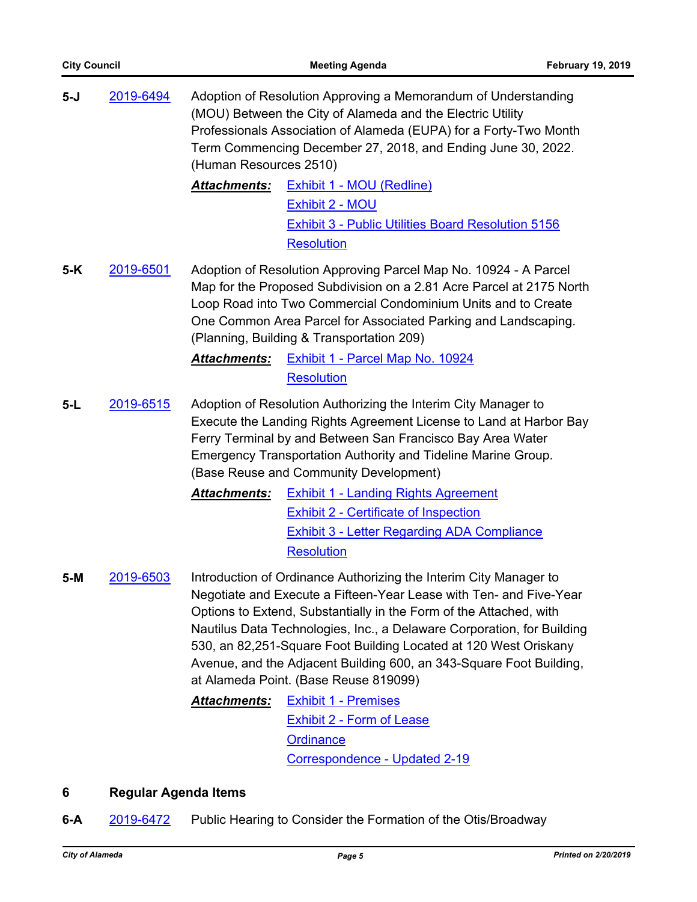**5-J** 2019-6494 Adoption of Resolution Approving a Memorandum of Understanding (MOU) Between the City of Alameda and the Electric Utility Professionals Association of Alameda (EUPA) for a Forty-Two Month Term Commencing December 27, 2018, and Ending June 30, 2022. (Human Resources 2510)

***Attachments:*** Exhibit 1 - MOU (Redline)
Exhibit 2 - MOU
Exhibit 3 - Public Utilities Board Resolution 5156
Resolution

**5-K** 2019-6501 Adoption of Resolution Approving Parcel Map No. 10924 - A Parcel Map for the Proposed Subdivision on a 2.81 Acre Parcel at 2175 North Loop Road into Two Commercial Condominium Units and to Create One Common Area Parcel for Associated Parking and Landscaping. (Planning, Building & Transportation 209)

***Attachments:*** Exhibit 1 - Parcel Map No. 10924
Resolution

**5-L** 2019-6515 Adoption of Resolution Authorizing the Interim City Manager to Execute the Landing Rights Agreement License to Land at Harbor Bay Ferry Terminal by and Between San Francisco Bay Area Water Emergency Transportation Authority and Tideline Marine Group. (Base Reuse and Community Development)

***Attachments:*** Exhibit 1 - Landing Rights Agreement
Exhibit 2 - Certificate of Inspection
Exhibit 3 - Letter Regarding ADA Compliance
Resolution

**5-M** 2019-6503 Introduction of Ordinance Authorizing the Interim City Manager to Negotiate and Execute a Fifteen-Year Lease with Ten- and Five-Year Options to Extend, Substantially in the Form of the Attached, with Nautilus Data Technologies, Inc., a Delaware Corporation, for Building 530, an 82,251-Square Foot Building Located at 120 West Oriskany Avenue, and the Adjacent Building 600, an 343-Square Foot Building, at Alameda Point. (Base Reuse 819099)

***Attachments:*** Exhibit 1 - Premises
Exhibit 2 - Form of Lease
Ordinance
Correspondence - Updated 2-19

## 6 Regular Agenda Items

**6-A** 2019-6472 Public Hearing to Consider the Formation of the Otis/Broadway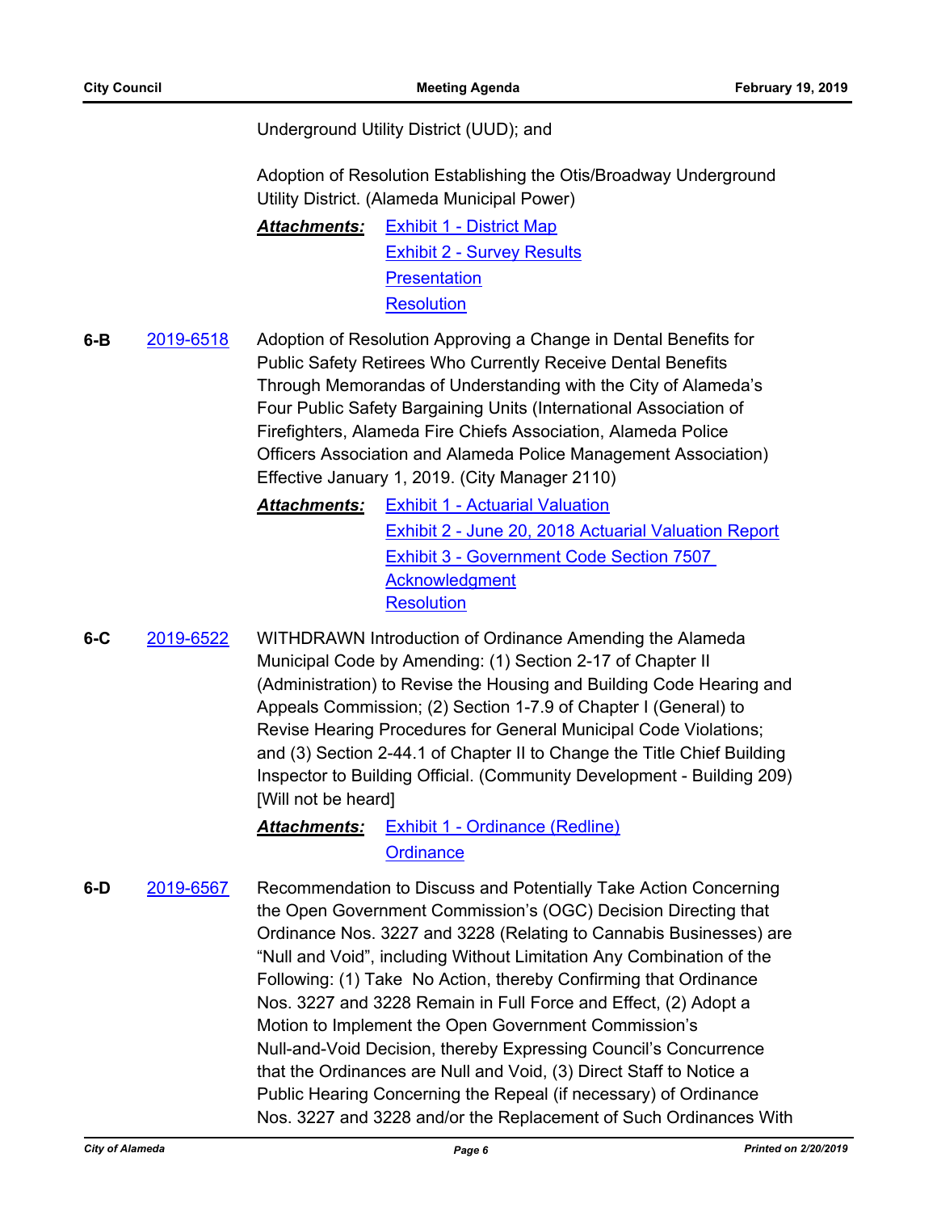Underground Utility District (UUD); and

Adoption of Resolution Establishing the Otis/Broadway Underground Utility District. (Alameda Municipal Power)

***Attachments:*** Exhibit 1 - District Map
Exhibit 2 - Survey Results
Presentation
Resolution

**6-B** 2019-6518 Adoption of Resolution Approving a Change in Dental Benefits for Public Safety Retirees Who Currently Receive Dental Benefits Through Memorandas of Understanding with the City of Alameda's Four Public Safety Bargaining Units (International Association of Firefighters, Alameda Fire Chiefs Association, Alameda Police Officers Association and Alameda Police Management Association) Effective January 1, 2019. (City Manager 2110)

***Attachments:*** Exhibit 1 - Actuarial Valuation
Exhibit 2 - June 20, 2018 Actuarial Valuation Report
Exhibit 3 - Government Code Section 7507 Acknowledgment
Resolution

**6-C** 2019-6522 WITHDRAWN Introduction of Ordinance Amending the Alameda Municipal Code by Amending: (1) Section 2-17 of Chapter II (Administration) to Revise the Housing and Building Code Hearing and Appeals Commission; (2) Section 1-7.9 of Chapter I (General) to Revise Hearing Procedures for General Municipal Code Violations; and (3) Section 2-44.1 of Chapter II to Change the Title Chief Building Inspector to Building Official. (Community Development - Building 209) [Will not be heard]

***Attachments:*** Exhibit 1 - Ordinance (Redline)
Ordinance

**6-D** 2019-6567 Recommendation to Discuss and Potentially Take Action Concerning the Open Government Commission's (OGC) Decision Directing that Ordinance Nos. 3227 and 3228 (Relating to Cannabis Businesses) are "Null and Void", including Without Limitation Any Combination of the Following: (1) Take No Action, thereby Confirming that Ordinance Nos. 3227 and 3228 Remain in Full Force and Effect, (2) Adopt a Motion to Implement the Open Government Commission's Null-and-Void Decision, thereby Expressing Council's Concurrence that the Ordinances are Null and Void, (3) Direct Staff to Notice a Public Hearing Concerning the Repeal (if necessary) of Ordinance Nos. 3227 and 3228 and/or the Replacement of Such Ordinances With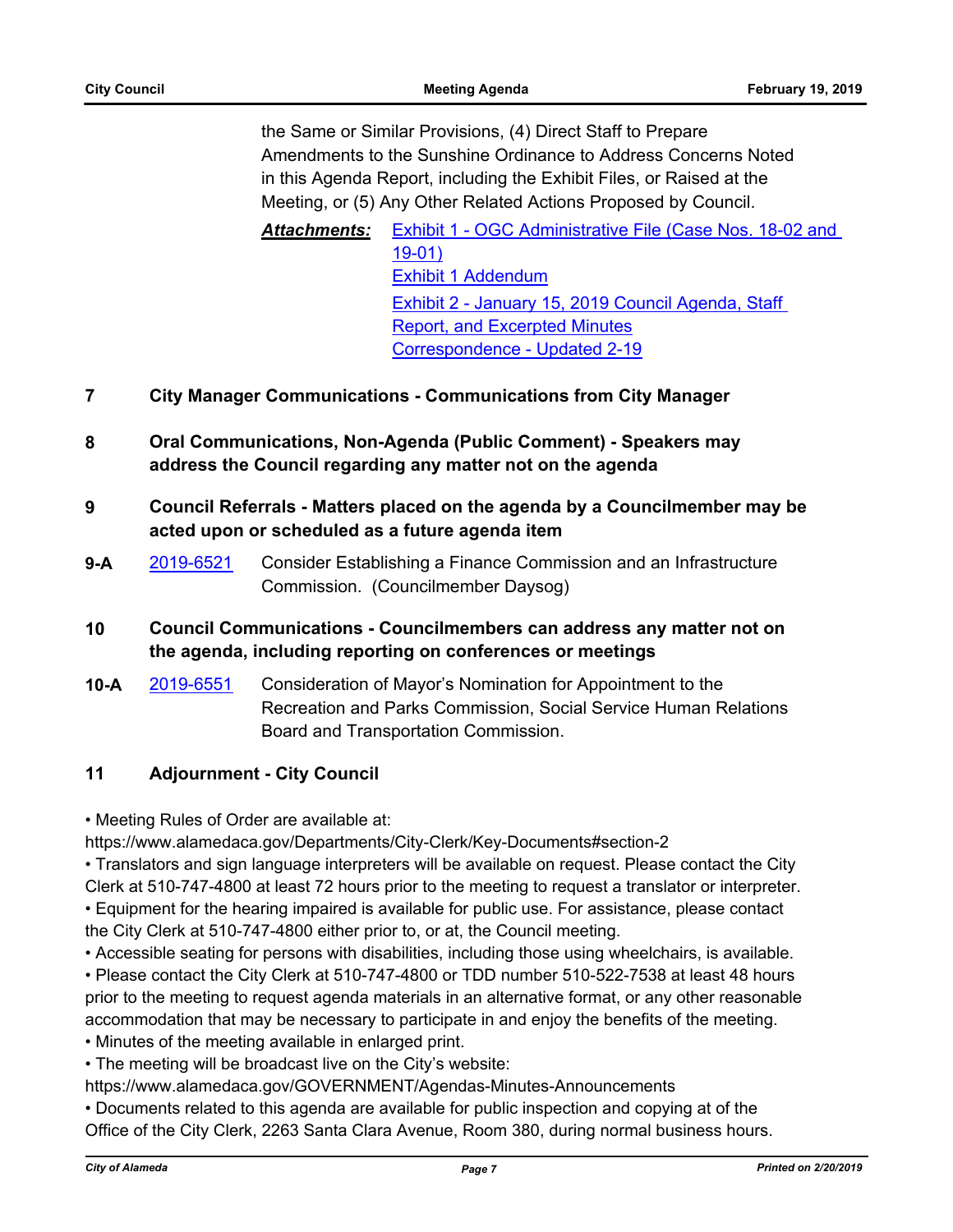the Same or Similar Provisions, (4) Direct Staff to Prepare Amendments to the Sunshine Ordinance to Address Concerns Noted in this Agenda Report, including the Exhibit Files, or Raised at the Meeting, or (5) Any Other Related Actions Proposed by Council.

***Attachments:*** Exhibit 1 - OGC Administrative File (Case Nos. 18-02 and 19-01)
Exhibit 1 Addendum
Exhibit 2 - January 15, 2019 Council Agenda, Staff Report, and Excerpted Minutes
Correspondence - Updated 2-19

**7 City Manager Communications - Communications from City Manager**

**8 Oral Communications, Non-Agenda (Public Comment) - Speakers may address the Council regarding any matter not on the agenda**

**9 Council Referrals - Matters placed on the agenda by a Councilmember may be acted upon or scheduled as a future agenda item**

**9-A** 2019-6521 Consider Establishing a Finance Commission and an Infrastructure Commission. (Councilmember Daysog)

**10 Council Communications - Councilmembers can address any matter not on the agenda, including reporting on conferences or meetings**

**10-A** 2019-6551 Consideration of Mayor's Nomination for Appointment to the Recreation and Parks Commission, Social Service Human Relations Board and Transportation Commission.

**11 Adjournment - City Council**

• Meeting Rules of Order are available at: https://www.alamedaca.gov/Departments/City-Clerk/Key-Documents#section-2
• Translators and sign language interpreters will be available on request. Please contact the City Clerk at 510-747-4800 at least 72 hours prior to the meeting to request a translator or interpreter.
• Equipment for the hearing impaired is available for public use. For assistance, please contact the City Clerk at 510-747-4800 either prior to, or at, the Council meeting.
• Accessible seating for persons with disabilities, including those using wheelchairs, is available.
• Please contact the City Clerk at 510-747-4800 or TDD number 510-522-7538 at least 48 hours prior to the meeting to request agenda materials in an alternative format, or any other reasonable accommodation that may be necessary to participate in and enjoy the benefits of the meeting.
• Minutes of the meeting available in enlarged print.
• The meeting will be broadcast live on the City's website: https://www.alamedaca.gov/GOVERNMENT/Agendas-Minutes-Announcements
• Documents related to this agenda are available for public inspection and copying at of the Office of the City Clerk, 2263 Santa Clara Avenue, Room 380, during normal business hours.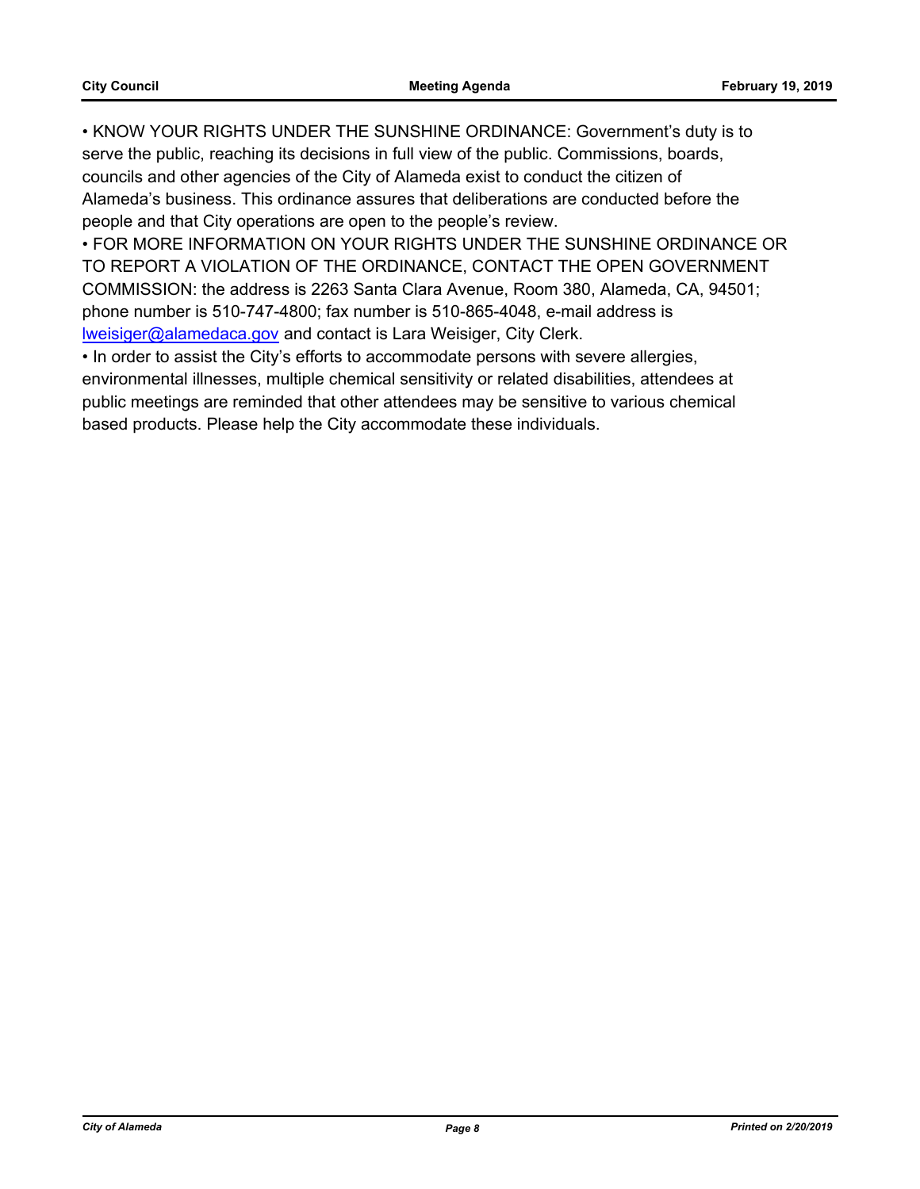- KNOW YOUR RIGHTS UNDER THE SUNSHINE ORDINANCE: Government's duty is to serve the public, reaching its decisions in full view of the public. Commissions, boards, councils and other agencies of the City of Alameda exist to conduct the citizen of Alameda's business. This ordinance assures that deliberations are conducted before the people and that City operations are open to the people's review.
- FOR MORE INFORMATION ON YOUR RIGHTS UNDER THE SUNSHINE ORDINANCE OR TO REPORT A VIOLATION OF THE ORDINANCE, CONTACT THE OPEN GOVERNMENT COMMISSION: the address is 2263 Santa Clara Avenue, Room 380, Alameda, CA, 94501; phone number is 510-747-4800; fax number is 510-865-4048, e-mail address is lweisiger@alamedaca.gov and contact is Lara Weisiger, City Clerk.
- In order to assist the City's efforts to accommodate persons with severe allergies, environmental illnesses, multiple chemical sensitivity or related disabilities, attendees at public meetings are reminded that other attendees may be sensitive to various chemical based products. Please help the City accommodate these individuals.